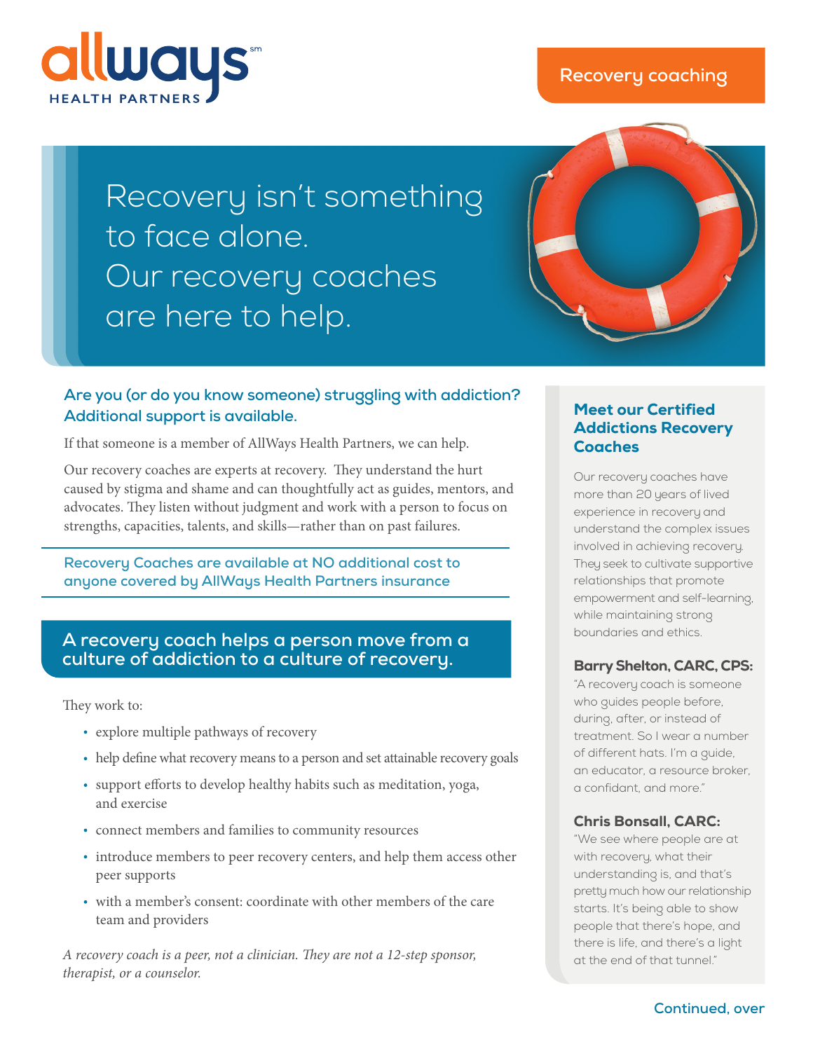allways HEALTH PARTNERS

Recovery coaching

# Recovery isn't something to face alone. Our recovery coaches are here to help.

## Are you (or do you know someone) struggling with addiction? Additional support is available.

If that someone is a member of AllWays Health Partners, we can help.

Our recovery coaches are experts at recovery. They understand the hurt caused by stigma and shame and can thoughtfully act as guides, mentors, and advocates. They listen without judgment and work with a person to focus on strengths, capacities, talents, and skills—rather than on past failures.

**Recovery Coaches are available at NO additional cost to anyone covered by AllWays Health Partners insurance**

## A recovery coach helps a person move from a culture of addiction to a culture of recovery.

They work to:

- explore multiple pathways of recovery
- help define what recovery means to a person and set attainable recovery goals
- support efforts to develop healthy habits such as meditation, yoga, and exercise
- connect members and families to community resources
- introduce members to peer recovery centers, and help them access other peer supports
- with a member's consent: coordinate with other members of the care team and providers

*A recovery coach is a peer, not a clinician. They are not a 12-step sponsor, therapist, or a counselor.*

## Meet our Certified Addictions Recovery Coaches

Our recovery coaches have more than 20 years of lived experience in recovery and understand the complex issues involved in achieving recovery. They seek to cultivate supportive relationships that promote empowerment and self-learning, while maintaining strong boundaries and ethics.

### Barry Shelton, CARC, CPS:

"A recovery coach is someone who guides people before, during, after, or instead of treatment. So I wear a number of different hats. I'm a guide, an educator, a resource broker, a confidant, and more."

### Chris Bonsall, CARC:

"We see where people are at with recovery, what their understanding is, and that's pretty much how our relationship starts. It's being able to show people that there's hope, and there is life, and there's a light at the end of that tunnel."

Continued, over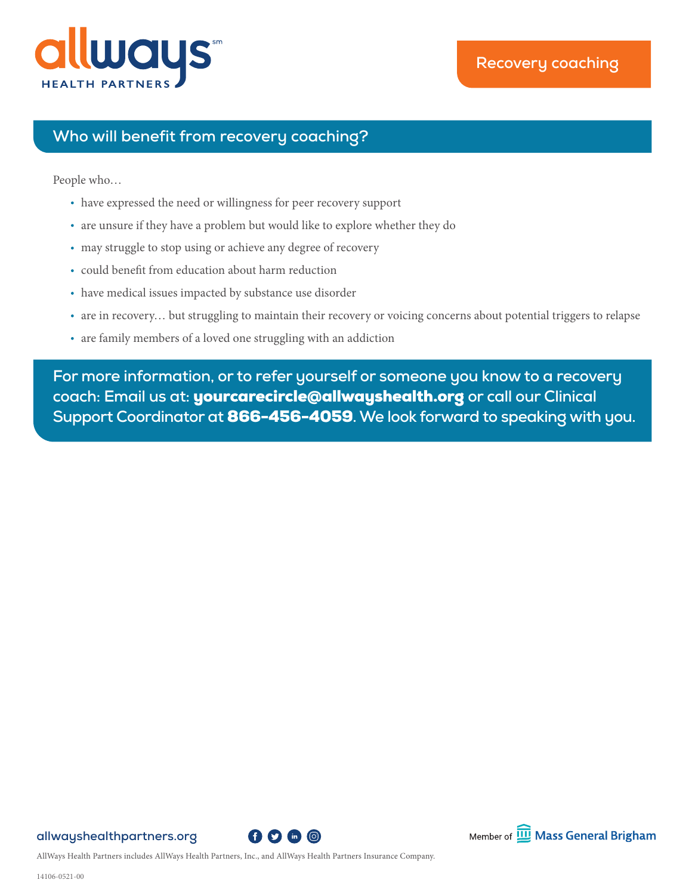allways HEALTH PARTNERS

Recovery coaching

## Who will benefit from recovery coaching?

People who…

- have expressed the need or willingness for peer recovery support
- are unsure if they have a problem but would like to explore whether they do
- may struggle to stop using or achieve any degree of recovery
- could benefit from education about harm reduction
- have medical issues impacted by substance use disorder
- are in recovery… but struggling to maintain their recovery or voicing concerns about potential triggers to relapse
- are family members of a loved one struggling with an addiction

For more information, or to refer yourself or someone you know to a recovery coach: Email us at: **yourcarecircle@allwayshealth.org** or call our Clinical Support Coordinator at **866-456-4059**. We look forward to speaking with you.

allwayshealthpartners.org

Member of Mass General Brigham

AllWays Health Partners includes AllWays Health Partners, Inc., and AllWays Health Partners Insurance Company.

14106-0521-00